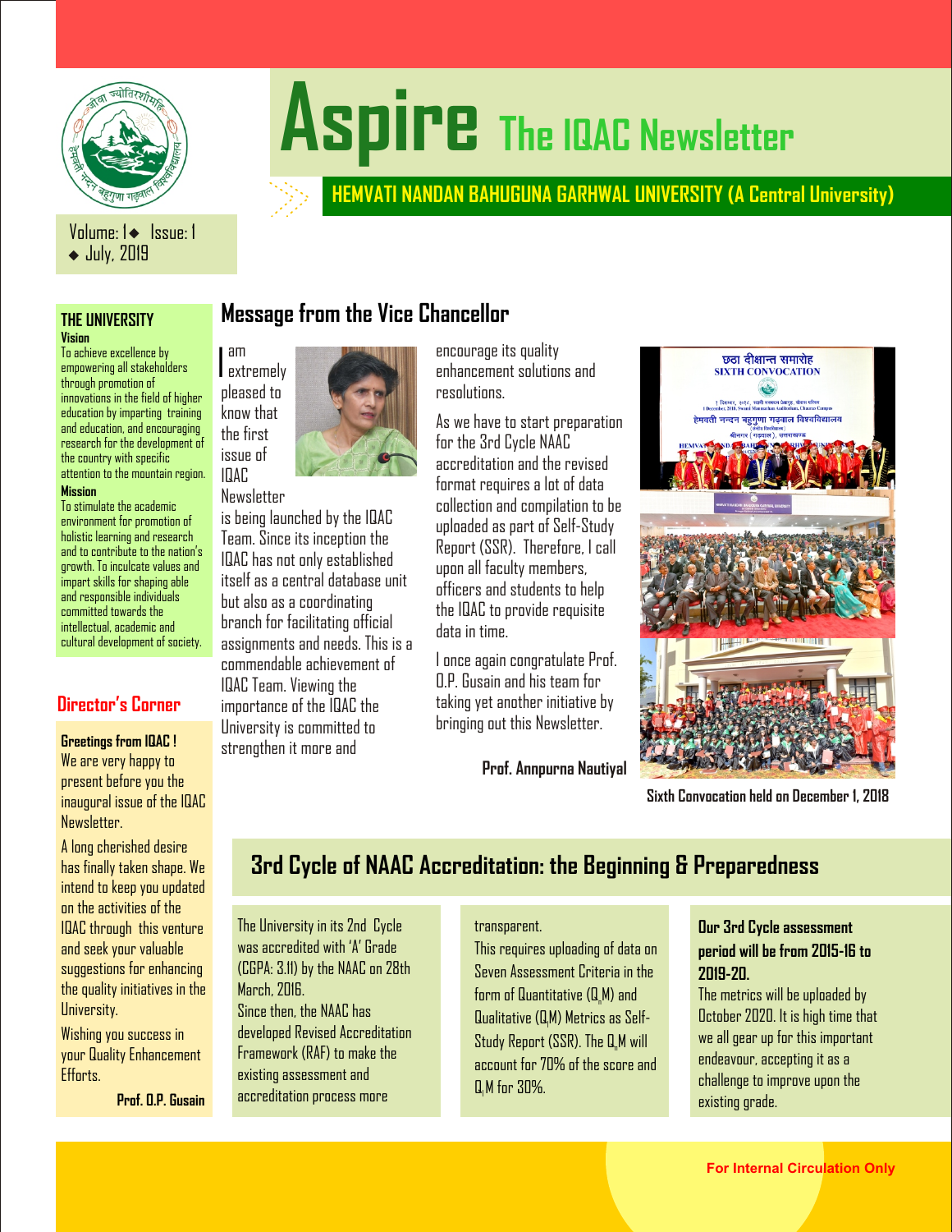# Aspire The IQAC Newsletter

## HEMVATI NANDAN BAHUGUNA GARHWAL UNIVERSITY (A Central University)

Volume: 1 ◆ Issue: 1 ◆ July, 2019

### THE UNIVERSITY

**Vision**

To achieve excellence by empowering all stakeholders through promotion of innovations in the field of higher education by imparting training and education, and encouraging research for the development of the country with specific attention to the mountain region.

**Mission**

To stimulate the academic environment for promotion of holistic learning and research and to contribute to the nation's growth. To inculcate values and impart skills for shaping able and responsible individuals committed towards the intellectual, academic and cultural development of society.

### Director's Corner

**Greetings from IQAC !**

We are very happy to present before you the inaugural issue of the IQAC Newsletter.

A long cherished desire has finally taken shape. We intend to keep you updated on the activities of the IQAC through this venture and seek your valuable suggestions for enhancing the quality initiatives in the University.

Wishing you success in your Quality Enhancement Efforts.

**Prof. O.P. Gusain**

## Message from the Vice Chancellor

I am extremely pleased to know that the first issue of IQAC Newsletter is being launched by the IQAC Team. Since its inception the IQAC has not only established itself as a central database unit but also as a coordinating branch for facilitating official assignments and needs. This is a commendable achievement of IQAC Team. Viewing the importance of the IQAC the University is committed to strengthen it more and encourage its quality enhancement solutions and resolutions.

As we have to start preparation for the 3rd Cycle NAAC accreditation and the revised format requires a lot of data collection and compilation to be uploaded as part of Self-Study Report (SSR). Therefore, I call upon all faculty members, officers and students to help the IQAC to provide requisite data in time.

I once again congratulate Prof. O.P. Gusain and his team for taking yet another initiative by bringing out this Newsletter.

**Prof. Annpurna Nautiyal**

Sixth Convocation held on December 1, 2018

## 3rd Cycle of NAAC Accreditation: the Beginning & Preparedness

The University in its 2nd Cycle was accredited with 'A' Grade (CGPA: 3.11) by the NAAC on 28th March, 2016.

Since then, the NAAC has developed Revised Accreditation Framework (RAF) to make the existing assessment and accreditation process more transparent.

This requires uploading of data on Seven Assessment Criteria in the form of Quantitative ($Q_nM$) and Qualitative ($Q_lM$) Metrics as Self-Study Report (SSR). The $Q_nM$ will account for 70% of the score and $Q_lM$ for 30%.

**Our 3rd Cycle assessment period will be from 2015-16 to 2019-20.**

The metrics will be uploaded by October 2020. It is high time that we all gear up for this important endeavour, accepting it as a challenge to improve upon the existing grade.

For Internal Circulation Only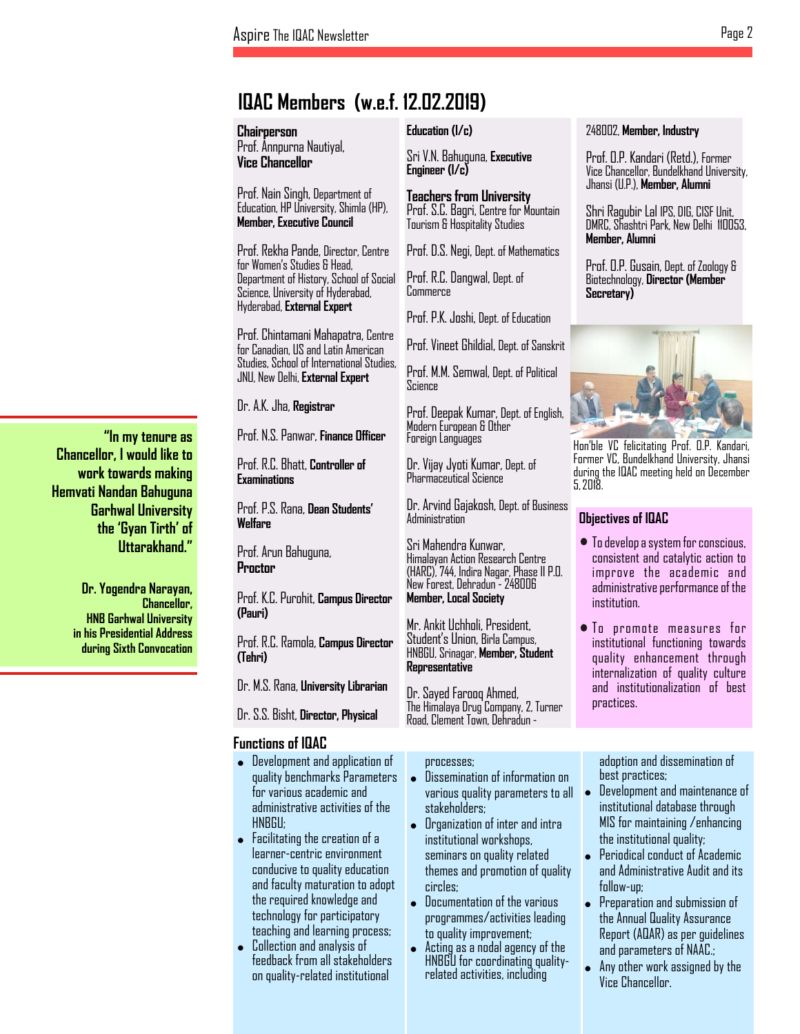# IQAC Members (w.e.f. 12.02.2019)

**Chairperson**
Prof. Annpurna Nautiyal,
**Vice Chancellor**

Prof. Nain Singh, Department of Education, HP University, Shimla (HP), **Member, Executive Council**

Prof. Rekha Pande, Director, Centre for Women's Studies & Head, Department of History, School of Social Science, University of Hyderabad, Hyderabad, **External Expert**

Prof. Chintamani Mahapatra, Centre for Canadian, US and Latin American Studies, School of International Studies, JNU, New Delhi, **External Expert**

Dr. A.K. Jha, **Registrar**

Prof. N.S. Panwar, **Finance Officer**

Prof. R.C. Bhatt, **Controller of Examinations**

Prof. P.S. Rana, **Dean Students' Welfare**

Prof. Arun Bahuguna, **Proctor**

Prof. K.C. Purohit, **Campus Director (Pauri)**

Prof. R.C. Ramola, **Campus Director (Tehri)**

Dr. M.S. Rana, **University Librarian**

Dr. S.S. Bisht, **Director, Physical Education (I/c)**

Sri V.N. Bahuguna, **Executive Engineer (I/c)**

**Teachers from University**
Prof. S.C. Bagri, Centre for Mountain Tourism & Hospitality Studies

Prof. D.S. Negi, Dept. of Mathematics

Prof. R.C. Dangwal, Dept. of Commerce

Prof. P.K. Joshi, Dept. of Education

Prof. Vineet Ghildial, Dept. of Sanskrit

Prof. M.M. Semwal, Dept. of Political Science

Prof. Deepak Kumar, Dept. of English, Modern European & Other Foreign Languages

Dr. Vijay Jyoti Kumar, Dept. of Pharmaceutical Science

Dr. Arvind Gajakosh, Dept. of Business Administration

Sri Mahendra Kunwar, Himalayan Action Research Centre (HARC), 744, Indira Nagar, Phase II P.O. New Forest, Dehradun - 248006
**Member, Local Society**

Mr. Ankit Uchholi, President, Student's Union, Birla Campus, HNBGU, Srinagar, **Member, Student Representative**

Dr. Sayed Farooq Ahmed, The Himalaya Drug Company, 2, Turner Road, Clement Town, Dehradun - 248002, **Member, Industry**

Prof. D.P. Kandari (Retd.), Former Vice Chancellor, Bundelkhand University, Jhansi (U.P.), **Member, Alumni**

Shri Ragubir Lal IPS, DIG, CISF Unit, DMRC, Shashtri Park, New Delhi 110053, **Member, Alumni**

Prof. O.P. Gusain, Dept. of Zoology & Biotechnology, **Director (Member Secretary)**

Hon'ble VC felicitating Prof. D.P. Kandari, Former VC, Bundelkhand University, Jhansi during the IQAC meeting held on December 5, 2018.

**"In my tenure as Chancellor, I would like to work towards making Hemvati Nandan Bahuguna Garhwal University the 'Gyan Tirth' of Uttarakhand."**

**Dr. Yogendra Narayan, Chancellor, HNB Garhwal University in his Presidential Address during Sixth Convocation**

## Objectives of IQAC

- To develop a system for conscious, consistent and catalytic action to improve the academic and administrative performance of the institution.
- To promote measures for institutional functioning towards quality enhancement through internalization of quality culture and institutionalization of best practices.

## Functions of IQAC

- Development and application of quality benchmarks Parameters for various academic and administrative activities of the HNBGU;
- Facilitating the creation of a learner-centric environment conducive to quality education and faculty maturation to adopt the required knowledge and technology for participatory teaching and learning process;
- Collection and analysis of feedback from all stakeholders on quality-related institutional processes;
- Dissemination of information on various quality parameters to all stakeholders;
- Organization of inter and intra institutional workshops, seminars on quality related themes and promotion of quality circles;
- Documentation of the various programmes/activities leading to quality improvement;
- Acting as a nodal agency of the HNBGU for coordinating quality-related activities, including adoption and dissemination of best practices;
- Development and maintenance of institutional database through MIS for maintaining /enhancing the institutional quality;
- Periodical conduct of Academic and Administrative Audit and its follow-up;
- Preparation and submission of the Annual Quality Assurance Report (AQAR) as per guidelines and parameters of NAAC.;
- Any other work assigned by the Vice Chancellor.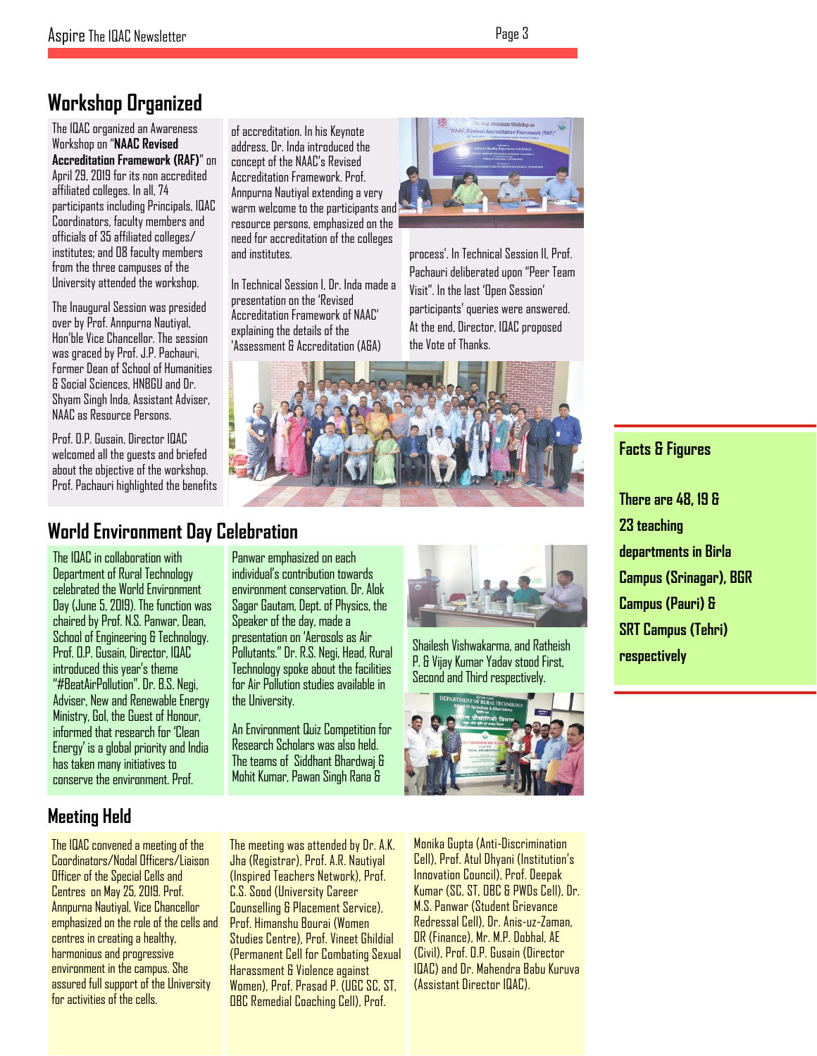## Workshop Organized

The IQAC organized an Awareness Workshop on "**NAAC Revised Accreditation Framework (RAF)**" on April 29, 2019 for its non accredited affiliated colleges. In all, 74 participants including Principals, IQAC Coordinators, faculty members and officials of 35 affiliated colleges/ institutes; and 08 faculty members from the three campuses of the University attended the workshop.

The Inaugural Session was presided over by Prof. Annpurna Nautiyal, Hon'ble Vice Chancellor. The session was graced by Prof. J.P. Pachauri, Former Dean of School of Humanities & Social Sciences, HNBGU and Dr. Shyam Singh Inda, Assistant Adviser, NAAC as Resource Persons.

Prof. O.P. Gusain, Director IQAC welcomed all the guests and briefed about the objective of the workshop. Prof. Pachauri highlighted the benefits of accreditation. In his Keynote address, Dr. Inda introduced the concept of the NAAC's Revised Accreditation Framework. Prof. Annpurna Nautiyal extending a very warm welcome to the participants and resource persons, emphasized on the need for accreditation of the colleges and institutes.

In Technical Session I, Dr. Inda made a presentation on the 'Revised Accreditation Framework of NAAC' explaining the details of the 'Assessment & Accreditation (A&A) process'. In Technical Session II, Prof. Pachauri deliberated upon "Peer Team Visit". In the last 'Open Session' participants' queries were answered. At the end, Director, IQAC proposed the Vote of Thanks.

## World Environment Day Celebration

The IQAC in collaboration with Department of Rural Technology celebrated the World Environment Day (June 5, 2019). The function was chaired by Prof. N.S. Panwar, Dean, School of Engineering & Technology. Prof. O.P. Gusain, Director, IQAC introduced this year's theme "#BeatAirPollution". Dr. B.S. Negi, Adviser, New and Renewable Energy Ministry, GoI, the Guest of Honour, informed that research for 'Clean Energy' is a global priority and India has taken many initiatives to conserve the environment. Prof. Panwar emphasized on each individual's contribution towards environment conservation. Dr. Alok Sagar Gautam, Dept. of Physics, the Speaker of the day, made a presentation on 'Aerosols as Air Pollutants." Dr. R.S. Negi, Head, Rural Technology spoke about the facilities for Air Pollution studies available in the University.

An Environment Quiz Competition for Research Scholars was also held. The teams of Siddhant Bhardwaj & Mohit Kumar, Pawan Singh Rana & Shailesh Vishwakarma, and Ratheish P. & Vijay Kumar Yadav stood First, Second and Third respectively.

## Meeting Held

The IQAC convened a meeting of the Coordinators/Nodal Officers/Liaison Officer of the Special Cells and Centres on May 25, 2019. Prof. Annpurna Nautiyal, Vice Chancellor emphasized on the role of the cells and centres in creating a healthy, harmonious and progressive environment in the campus. She assured full support of the University for activities of the cells.

The meeting was attended by Dr. A.K. Jha (Registrar), Prof. A.R. Nautiyal (Inspired Teachers Network), Prof. C.S. Sood (University Career Counselling & Placement Service), Prof. Himanshu Bourai (Women Studies Centre), Prof. Vineet Ghildial (Permanent Cell for Combating Sexual Harassment & Violence against Women), Prof. Prasad P. (UGC SC, ST, OBC Remedial Coaching Cell), Prof. Monika Gupta (Anti-Discrimination Cell), Prof. Atul Dhyani (Institution's Innovation Council), Prof. Deepak Kumar (SC, ST, OBC & PWDs Cell), Dr. M.S. Panwar (Student Grievance Redressal Cell), Dr. Anis-uz-Zaman, DR (Finance), Mr. M.P. Dobhal, AE (Civil), Prof. O.P. Gusain (Director IQAC) and Dr. Mahendra Babu Kuruva (Assistant Director IQAC).

### Facts & Figures

**There are 48, 19 & 23 teaching departments in Birla Campus (Srinagar), BGR Campus (Pauri) & SRT Campus (Tehri) respectively**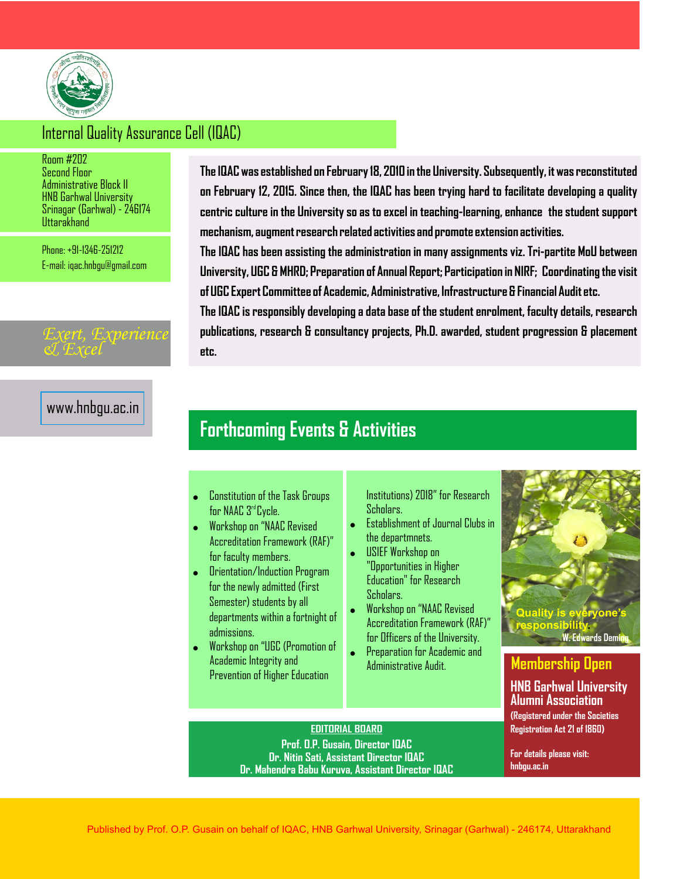## Internal Quality Assurance Cell (IQAC)

Room #202
Second Floor
Administrative Block II
HNB Garhwal University
Srinagar (Garhwal) - 246174
Uttarakhand

Phone: +91-1346-251212
E-mail: iqac.hnbgu@gmail.com

*Exert, Experience & Excel*

www.hnbgu.ac.in

**The IQAC was established on February 18, 2010 in the University. Subsequently, it was reconstituted on February 12, 2015. Since then, the IQAC has been trying hard to facilitate developing a quality centric culture in the University so as to excel in teaching-learning, enhance the student support mechanism, augment research related activities and promote extension activities.**

**The IQAC has been assisting the administration in many assignments viz. Tri-partite MoU between University, UGC & MHRD; Preparation of Annual Report; Participation in NIRF; Coordinating the visit of UGC Expert Committee of Academic, Administrative, Infrastructure & Financial Audit etc.**

**The IQAC is responsibly developing a data base of the student enrolment, faculty details, research publications, research & consultancy projects, Ph.D. awarded, student progression & placement etc.**

## Forthcoming Events & Activities

- Constitution of the Task Groups for NAAC 3rd Cycle.
- Workshop on "NAAC Revised Accreditation Framework (RAF)" for faculty members.
- Orientation/Induction Program for the newly admitted (First Semester) students by all departments within a fortnight of admissions.
- Workshop on "UGC (Promotion of Academic Integrity and Prevention of Higher Education Institutions) 2018" for Research Scholars.
- Establishment of Journal Clubs in the departmnets.
- USIEF Workshop on "Opportunities in Higher Education" for Research Scholars.
- Workshop on "NAAC Revised Accreditation Framework (RAF)" for Officers of the University.
- Preparation for Academic and Administrative Audit.

Quality is everyone's responsibility.
W. Edwards Deming

**EDITORIAL BOARD**

**Prof. O.P. Gusain, Director IQAC**
**Dr. Nitin Sati, Assistant Director IQAC**
**Dr. Mahendra Babu Kuruva, Assistant Director IQAC**

### Membership Open

**HNB Garhwal University Alumni Association**

**(Registered under the Societies Registration Act 21 of 1860)**

**For details please visit: hnbgu.ac.in**

Published by Prof. O.P. Gusain on behalf of IQAC, HNB Garhwal University, Srinagar (Garhwal) - 246174, Uttarakhand